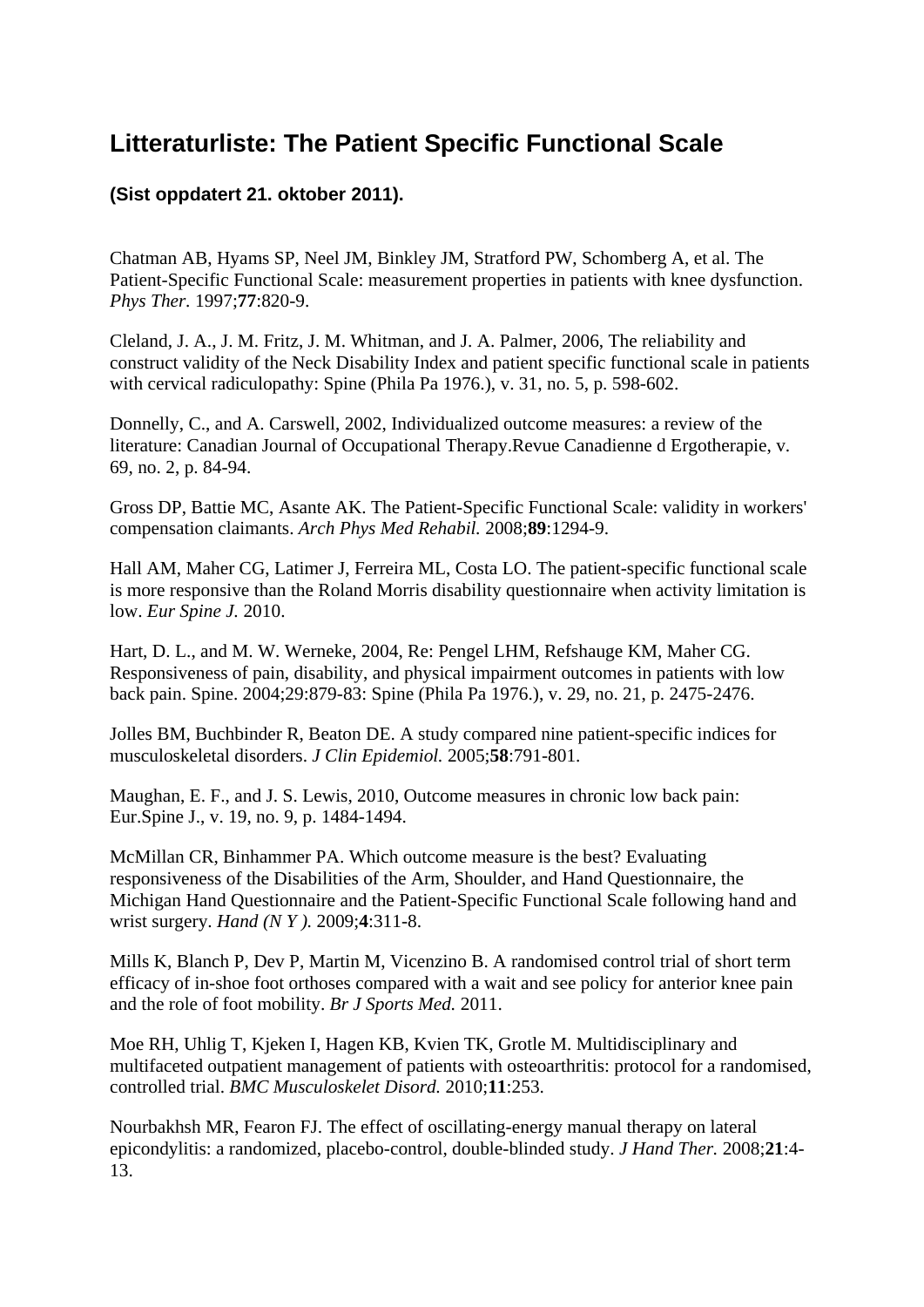# Litteraturliste: The Patient Specific Functional Scale

**(Sist oppdatert 21. oktober 2011).**

Chatman AB, Hyams SP, Neel JM, Binkley JM, Stratford PW, Schomberg A, et al. The Patient-Specific Functional Scale: measurement properties in patients with knee dysfunction. *Phys Ther.* 1997;**77**:820-9.

Cleland, J. A., J. M. Fritz, J. M. Whitman, and J. A. Palmer, 2006, The reliability and construct validity of the Neck Disability Index and patient specific functional scale in patients with cervical radiculopathy: Spine (Phila Pa 1976.), v. 31, no. 5, p. 598-602.

Donnelly, C., and A. Carswell, 2002, Individualized outcome measures: a review of the literature: Canadian Journal of Occupational Therapy.Revue Canadienne d Ergotherapie, v. 69, no. 2, p. 84-94.

Gross DP, Battie MC, Asante AK. The Patient-Specific Functional Scale: validity in workers' compensation claimants. *Arch Phys Med Rehabil.* 2008;**89**:1294-9.

Hall AM, Maher CG, Latimer J, Ferreira ML, Costa LO. The patient-specific functional scale is more responsive than the Roland Morris disability questionnaire when activity limitation is low. *Eur Spine J.* 2010.

Hart, D. L., and M. W. Werneke, 2004, Re: Pengel LHM, Refshauge KM, Maher CG. Responsiveness of pain, disability, and physical impairment outcomes in patients with low back pain. Spine. 2004;29:879-83: Spine (Phila Pa 1976.), v. 29, no. 21, p. 2475-2476.

Jolles BM, Buchbinder R, Beaton DE. A study compared nine patient-specific indices for musculoskeletal disorders. *J Clin Epidemiol.* 2005;**58**:791-801.

Maughan, E. F., and J. S. Lewis, 2010, Outcome measures in chronic low back pain: Eur.Spine J., v. 19, no. 9, p. 1484-1494.

McMillan CR, Binhammer PA. Which outcome measure is the best? Evaluating responsiveness of the Disabilities of the Arm, Shoulder, and Hand Questionnaire, the Michigan Hand Questionnaire and the Patient-Specific Functional Scale following hand and wrist surgery. *Hand (N Y ).* 2009;**4**:311-8.

Mills K, Blanch P, Dev P, Martin M, Vicenzino B. A randomised control trial of short term efficacy of in-shoe foot orthoses compared with a wait and see policy for anterior knee pain and the role of foot mobility. *Br J Sports Med.* 2011.

Moe RH, Uhlig T, Kjeken I, Hagen KB, Kvien TK, Grotle M. Multidisciplinary and multifaceted outpatient management of patients with osteoarthritis: protocol for a randomised, controlled trial. *BMC Musculoskelet Disord.* 2010;**11**:253.

Nourbakhsh MR, Fearon FJ. The effect of oscillating-energy manual therapy on lateral epicondylitis: a randomized, placebo-control, double-blinded study. *J Hand Ther.* 2008;**21**:4-13.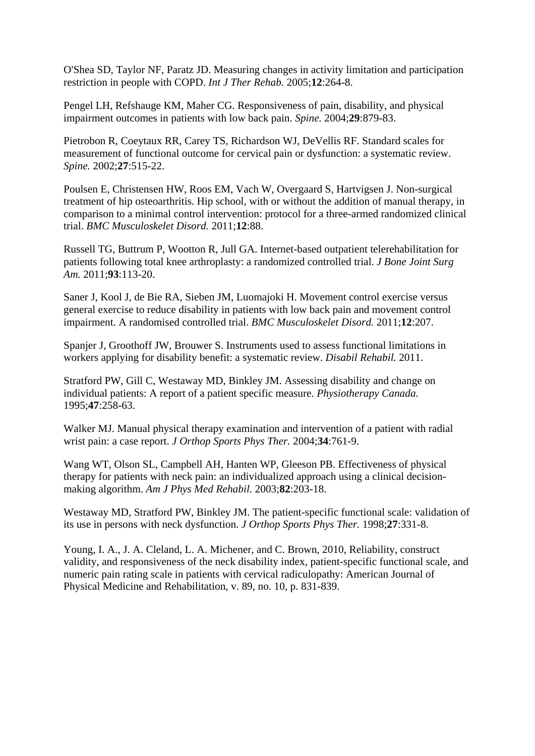O'Shea SD, Taylor NF, Paratz JD. Measuring changes in activity limitation and participation restriction in people with COPD. *Int J Ther Rehab.* 2005;**12**:264-8.

Pengel LH, Refshauge KM, Maher CG. Responsiveness of pain, disability, and physical impairment outcomes in patients with low back pain. *Spine.* 2004;**29**:879-83.

Pietrobon R, Coeytaux RR, Carey TS, Richardson WJ, DeVellis RF. Standard scales for measurement of functional outcome for cervical pain or dysfunction: a systematic review. *Spine.* 2002;**27**:515-22.

Poulsen E, Christensen HW, Roos EM, Vach W, Overgaard S, Hartvigsen J. Non-surgical treatment of hip osteoarthritis. Hip school, with or without the addition of manual therapy, in comparison to a minimal control intervention: protocol for a three-armed randomized clinical trial. *BMC Musculoskelet Disord.* 2011;**12**:88.

Russell TG, Buttrum P, Wootton R, Jull GA. Internet-based outpatient telerehabilitation for patients following total knee arthroplasty: a randomized controlled trial. *J Bone Joint Surg Am.* 2011;**93**:113-20.

Saner J, Kool J, de Bie RA, Sieben JM, Luomajoki H. Movement control exercise versus general exercise to reduce disability in patients with low back pain and movement control impairment. A randomised controlled trial. *BMC Musculoskelet Disord.* 2011;**12**:207.

Spanjer J, Groothoff JW, Brouwer S. Instruments used to assess functional limitations in workers applying for disability benefit: a systematic review. *Disabil Rehabil.* 2011.

Stratford PW, Gill C, Westaway MD, Binkley JM. Assessing disability and change on individual patients: A report of a patient specific measure. *Physiotherapy Canada.* 1995;**47**:258-63.

Walker MJ. Manual physical therapy examination and intervention of a patient with radial wrist pain: a case report. *J Orthop Sports Phys Ther.* 2004;**34**:761-9.

Wang WT, Olson SL, Campbell AH, Hanten WP, Gleeson PB. Effectiveness of physical therapy for patients with neck pain: an individualized approach using a clinical decision-making algorithm. *Am J Phys Med Rehabil.* 2003;**82**:203-18.

Westaway MD, Stratford PW, Binkley JM. The patient-specific functional scale: validation of its use in persons with neck dysfunction. *J Orthop Sports Phys Ther.* 1998;**27**:331-8.

Young, I. A., J. A. Cleland, L. A. Michener, and C. Brown, 2010, Reliability, construct validity, and responsiveness of the neck disability index, patient-specific functional scale, and numeric pain rating scale in patients with cervical radiculopathy: American Journal of Physical Medicine and Rehabilitation, v. 89, no. 10, p. 831-839.